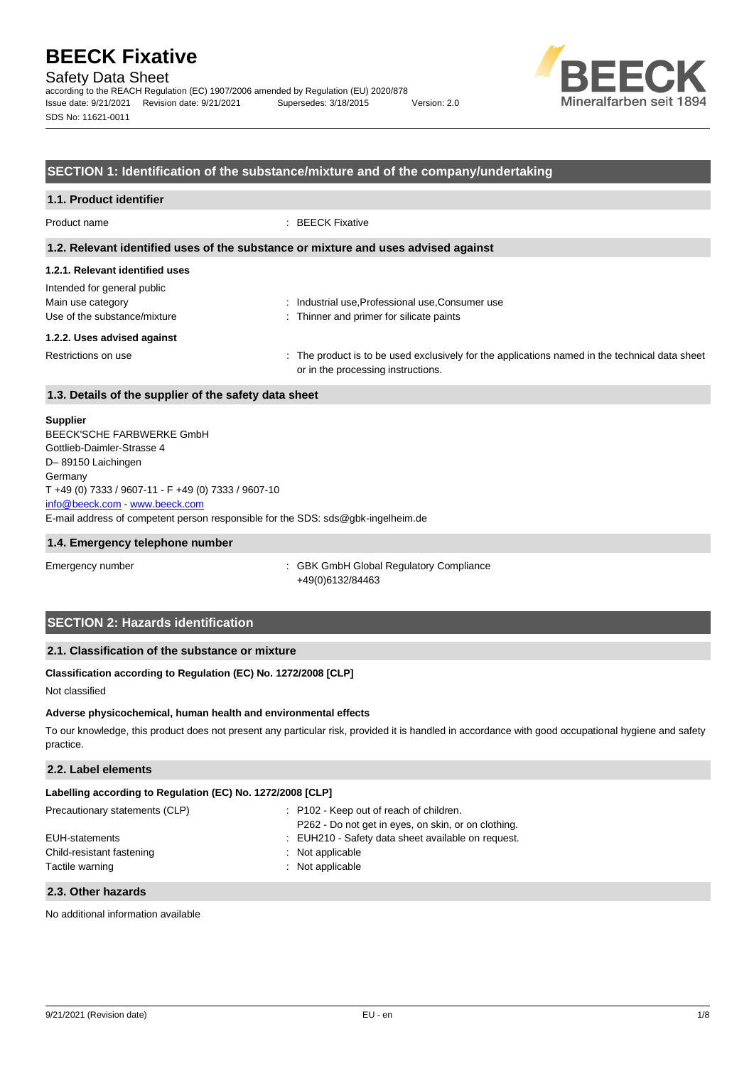# BEECK Fixative

Safety Data Sheet

according to the REACH Regulation (EC) 1907/2006 amended by Regulation (EU) 2020/878

Issue date: 9/21/2021 Revision date: 9/21/2021 Supersedes: 3/18/2015 Version: 2.0

SDS No: 11621-0011

## SECTION 1: Identification of the substance/mixture and of the company/undertaking

### 1.1. Product identifier

Product name : BEECK Fixative

### 1.2. Relevant identified uses of the substance or mixture and uses advised against

#### 1.2.1. Relevant identified uses

Intended for general public

Main use category : Industrial use,Professional use,Consumer use

Use of the substance/mixture : Thinner and primer for silicate paints

#### 1.2.2. Uses advised against

Restrictions on use : The product is to be used exclusively for the applications named in the technical data sheet or in the processing instructions.

### 1.3. Details of the supplier of the safety data sheet

**Supplier**

BEECK'SCHE FARBWERKE GmbH

Gottlieb-Daimler-Strasse 4

D– 89150 Laichingen

Germany

T +49 (0) 7333 / 9607-11 - F +49 (0) 7333 / 9607-10

info@beeck.com - www.beeck.com

E-mail address of competent person responsible for the SDS: sds@gbk-ingelheim.de

### 1.4. Emergency telephone number

Emergency number : GBK GmbH Global Regulatory Compliance +49(0)6132/84463

## SECTION 2: Hazards identification

### 2.1. Classification of the substance or mixture

**Classification according to Regulation (EC) No. 1272/2008 [CLP]**

Not classified

**Adverse physicochemical, human health and environmental effects**

To our knowledge, this product does not present any particular risk, provided it is handled in accordance with good occupational hygiene and safety practice.

### 2.2. Label elements

**Labelling according to Regulation (EC) No. 1272/2008 [CLP]**

Precautionary statements (CLP) : P102 - Keep out of reach of children.
P262 - Do not get in eyes, on skin, or on clothing.

EUH-statements : EUH210 - Safety data sheet available on request.

Child-resistant fastening : Not applicable

Tactile warning : Not applicable

### 2.3. Other hazards

No additional information available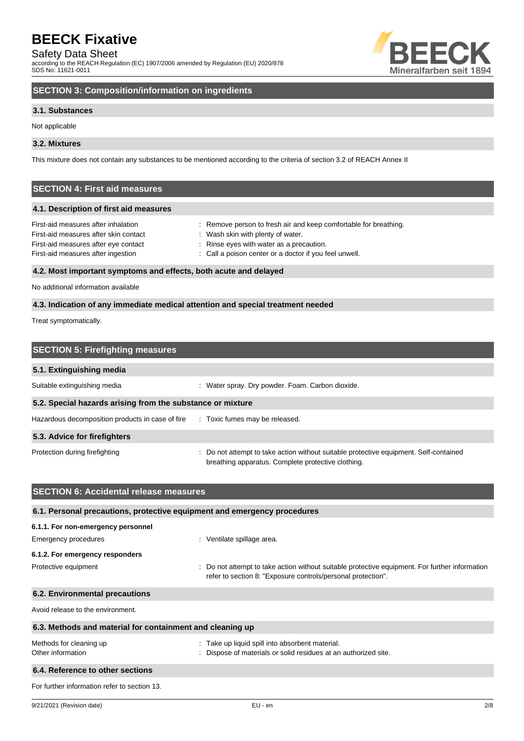## SECTION 3: Composition/information on ingredients

### 3.1. Substances

Not applicable

### 3.2. Mixtures

This mixture does not contain any substances to be mentioned according to the criteria of section 3.2 of REACH Annex II

## SECTION 4: First aid measures

### 4.1. Description of first aid measures

| | |
|---|---|
| First-aid measures after inhalation | : Remove person to fresh air and keep comfortable for breathing. |
| First-aid measures after skin contact | : Wash skin with plenty of water. |
| First-aid measures after eye contact | : Rinse eyes with water as a precaution. |
| First-aid measures after ingestion | : Call a poison center or a doctor if you feel unwell. |

### 4.2. Most important symptoms and effects, both acute and delayed

No additional information available

### 4.3. Indication of any immediate medical attention and special treatment needed

Treat symptomatically.

## SECTION 5: Firefighting measures

### 5.1. Extinguishing media

| | |
|---|---|
| Suitable extinguishing media | : Water spray. Dry powder. Foam. Carbon dioxide. |

### 5.2. Special hazards arising from the substance or mixture

| | |
|---|---|
| Hazardous decomposition products in case of fire | : Toxic fumes may be released. |

### 5.3. Advice for firefighters

| | |
|---|---|
| Protection during firefighting | : Do not attempt to take action without suitable protective equipment. Self-contained breathing apparatus. Complete protective clothing. |

## SECTION 6: Accidental release measures

### 6.1. Personal precautions, protective equipment and emergency procedures

**6.1.1. For non-emergency personnel**

| | |
|---|---|
| Emergency procedures | : Ventilate spillage area. |

**6.1.2. For emergency responders**

| | |
|---|---|
| Protective equipment | : Do not attempt to take action without suitable protective equipment. For further information refer to section 8: "Exposure controls/personal protection". |

### 6.2. Environmental precautions

Avoid release to the environment.

### 6.3. Methods and material for containment and cleaning up

| | |
|---|---|
| Methods for cleaning up | : Take up liquid spill into absorbent material. |
| Other information | : Dispose of materials or solid residues at an authorized site. |

### 6.4. Reference to other sections

For further information refer to section 13.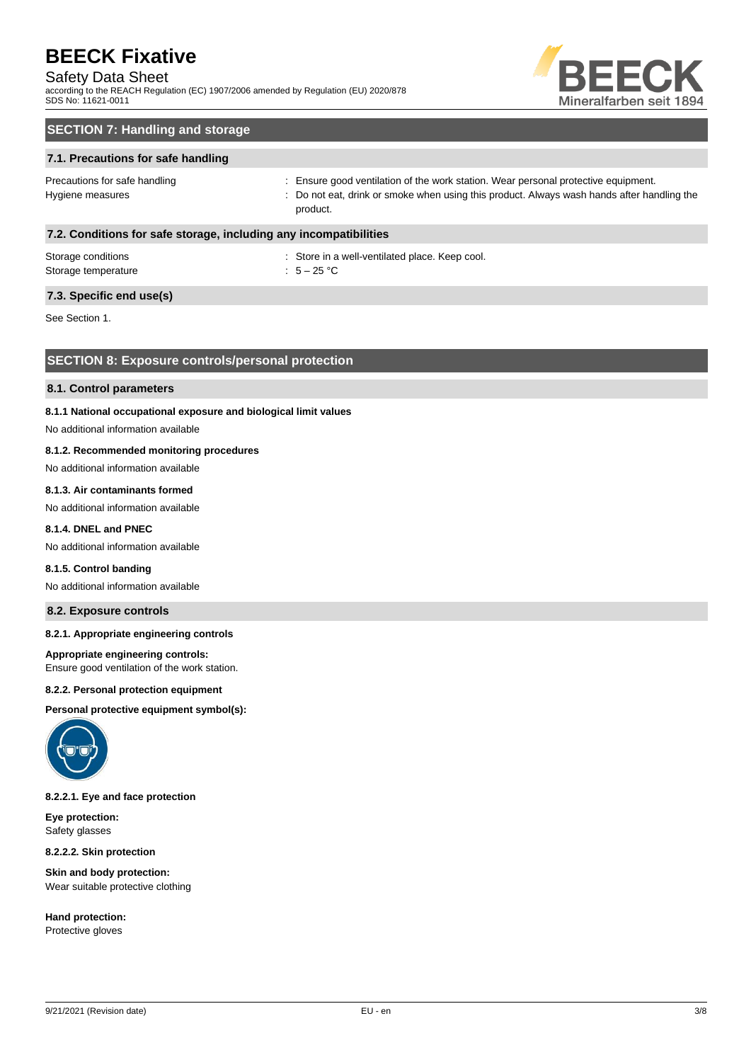## SECTION 7: Handling and storage

### 7.1. Precautions for safe handling

Precautions for safe handling : Ensure good ventilation of the work station. Wear personal protective equipment.

Hygiene measures : Do not eat, drink or smoke when using this product. Always wash hands after handling the product.

### 7.2. Conditions for safe storage, including any incompatibilities

Storage conditions : Store in a well-ventilated place. Keep cool.

Storage temperature : 5 – 25 °C

### 7.3. Specific end use(s)

See Section 1.

## SECTION 8: Exposure controls/personal protection

### 8.1. Control parameters

#### 8.1.1 National occupational exposure and biological limit values

No additional information available

#### 8.1.2. Recommended monitoring procedures

No additional information available

#### 8.1.3. Air contaminants formed

No additional information available

#### 8.1.4. DNEL and PNEC

No additional information available

#### 8.1.5. Control banding

No additional information available

### 8.2. Exposure controls

#### 8.2.1. Appropriate engineering controls

**Appropriate engineering controls:**
Ensure good ventilation of the work station.

#### 8.2.2. Personal protection equipment

**Personal protective equipment symbol(s):**

#### 8.2.2.1. Eye and face protection

**Eye protection:**
Safety glasses

#### 8.2.2.2. Skin protection

**Skin and body protection:**
Wear suitable protective clothing

**Hand protection:**
Protective gloves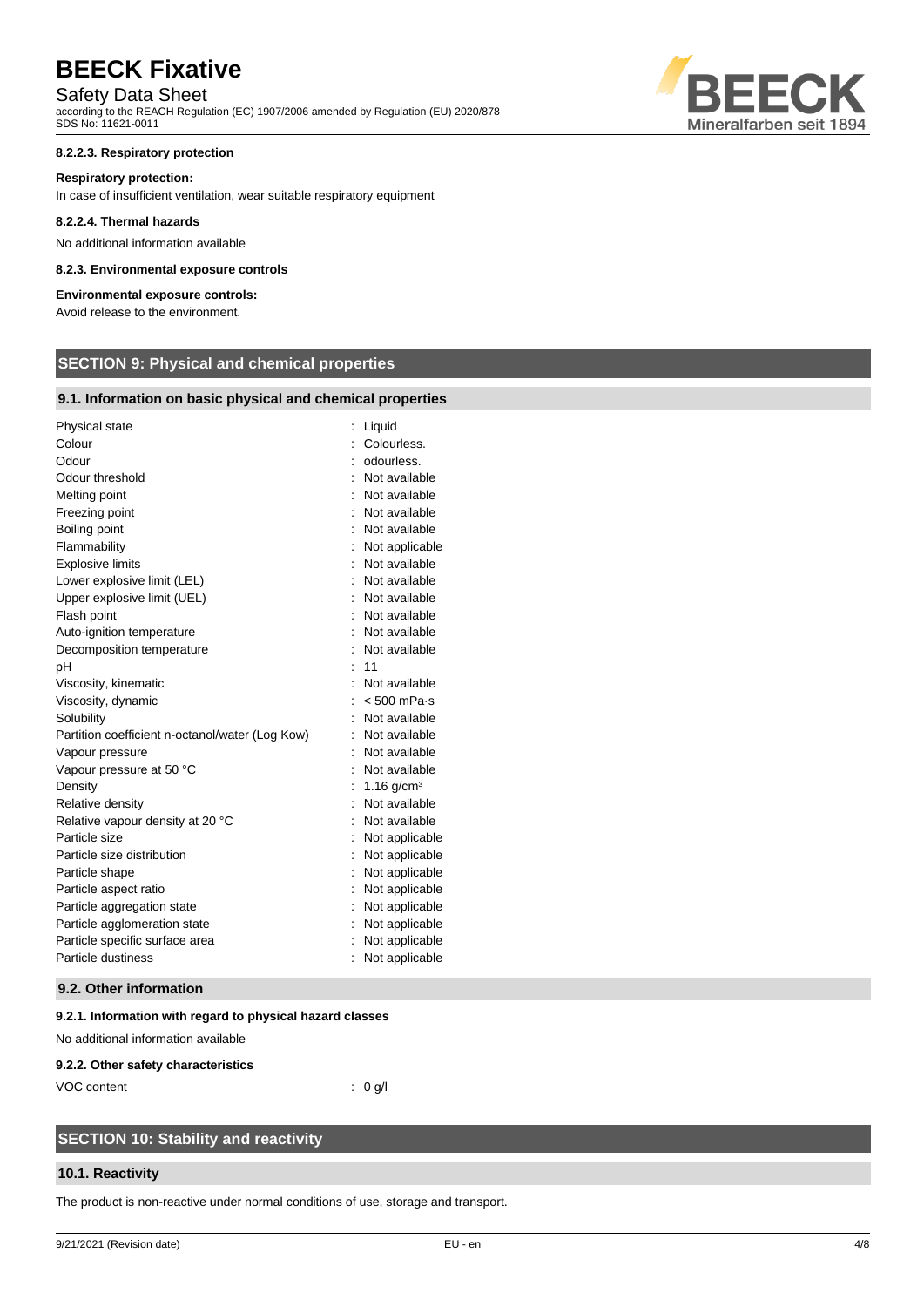#### 8.2.2.3. Respiratory protection

**Respiratory protection:**

In case of insufficient ventilation, wear suitable respiratory equipment

#### 8.2.2.4. Thermal hazards

No additional information available

#### 8.2.3. Environmental exposure controls

**Environmental exposure controls:**

Avoid release to the environment.

## SECTION 9: Physical and chemical properties

### 9.1. Information on basic physical and chemical properties

| Property | Value |
|---|---|
| Physical state | Liquid |
| Colour | Colourless. |
| Odour | odourless. |
| Odour threshold | Not available |
| Melting point | Not available |
| Freezing point | Not available |
| Boiling point | Not available |
| Flammability | Not applicable |
| Explosive limits | Not available |
| Lower explosive limit (LEL) | Not available |
| Upper explosive limit (UEL) | Not available |
| Flash point | Not available |
| Auto-ignition temperature | Not available |
| Decomposition temperature | Not available |
| pH | 11 |
| Viscosity, kinematic | Not available |
| Viscosity, dynamic | < 500 mPa·s |
| Solubility | Not available |
| Partition coefficient n-octanol/water (Log Kow) | Not available |
| Vapour pressure | Not available |
| Vapour pressure at 50 °C | Not available |
| Density | 1.16 g/cm³ |
| Relative density | Not available |
| Relative vapour density at 20 °C | Not available |
| Particle size | Not applicable |
| Particle size distribution | Not applicable |
| Particle shape | Not applicable |
| Particle aspect ratio | Not applicable |
| Particle aggregation state | Not applicable |
| Particle agglomeration state | Not applicable |
| Particle specific surface area | Not applicable |
| Particle dustiness | Not applicable |

### 9.2. Other information

#### 9.2.1. Information with regard to physical hazard classes

No additional information available

#### 9.2.2. Other safety characteristics

VOC content : 0 g/l

## SECTION 10: Stability and reactivity

### 10.1. Reactivity

The product is non-reactive under normal conditions of use, storage and transport.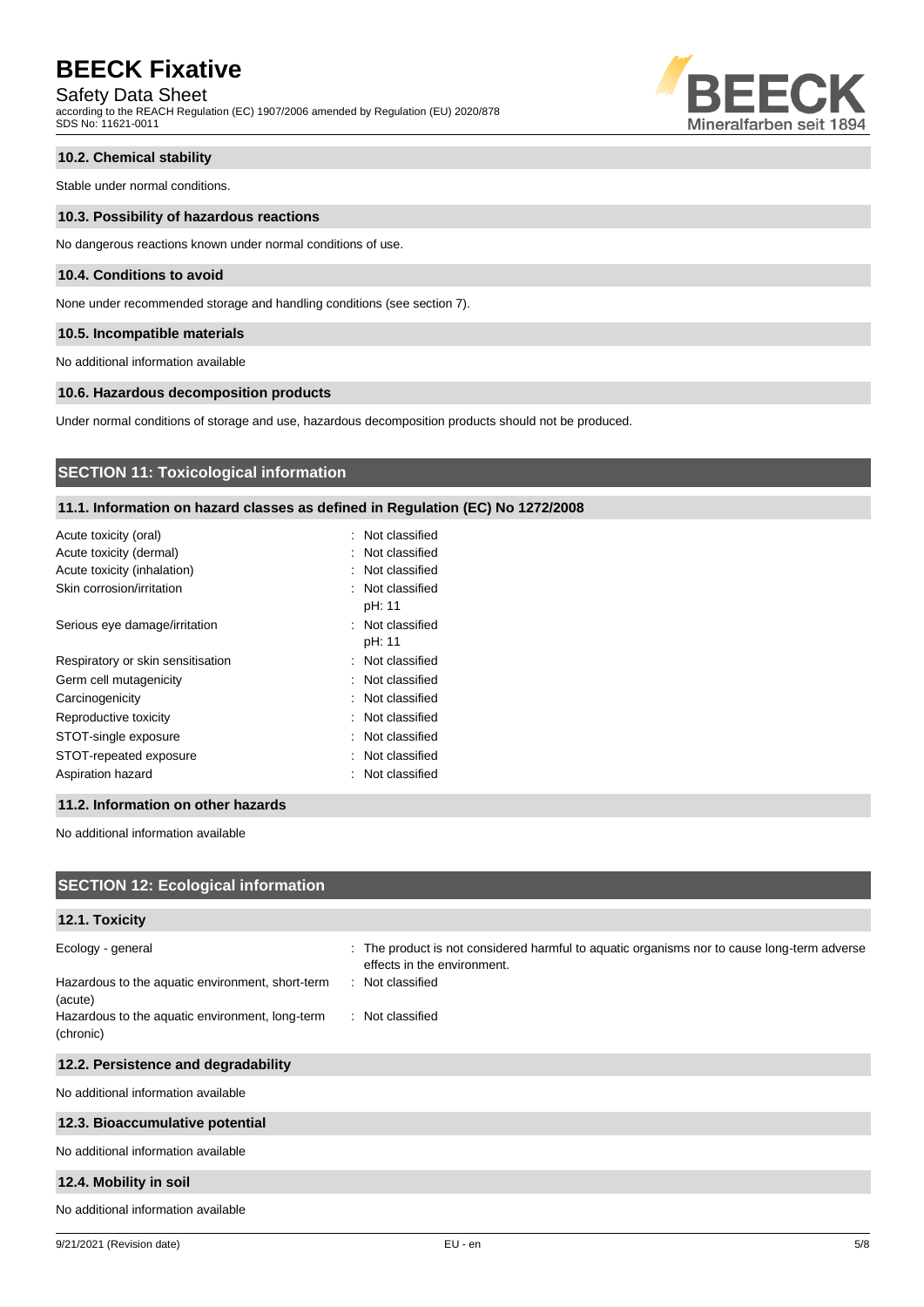### 10.2. Chemical stability

Stable under normal conditions.

### 10.3. Possibility of hazardous reactions

No dangerous reactions known under normal conditions of use.

### 10.4. Conditions to avoid

None under recommended storage and handling conditions (see section 7).

### 10.5. Incompatible materials

No additional information available

### 10.6. Hazardous decomposition products

Under normal conditions of storage and use, hazardous decomposition products should not be produced.

## SECTION 11: Toxicological information

### 11.1. Information on hazard classes as defined in Regulation (EC) No 1272/2008

| | |
|---|---|
| Acute toxicity (oral) | : Not classified |
| Acute toxicity (dermal) | : Not classified |
| Acute toxicity (inhalation) | : Not classified |
| Skin corrosion/irritation | : Not classified<br>pH: 11 |
| Serious eye damage/irritation | : Not classified<br>pH: 11 |
| Respiratory or skin sensitisation | : Not classified |
| Germ cell mutagenicity | : Not classified |
| Carcinogenicity | : Not classified |
| Reproductive toxicity | : Not classified |
| STOT-single exposure | : Not classified |
| STOT-repeated exposure | : Not classified |
| Aspiration hazard | : Not classified |

### 11.2. Information on other hazards

No additional information available

## SECTION 12: Ecological information

### 12.1. Toxicity

| | |
|---|---|
| Ecology - general | : The product is not considered harmful to aquatic organisms nor to cause long-term adverse effects in the environment. |
| Hazardous to the aquatic environment, short-term (acute) | : Not classified |
| Hazardous to the aquatic environment, long-term (chronic) | : Not classified |

### 12.2. Persistence and degradability

No additional information available

### 12.3. Bioaccumulative potential

No additional information available

### 12.4. Mobility in soil

No additional information available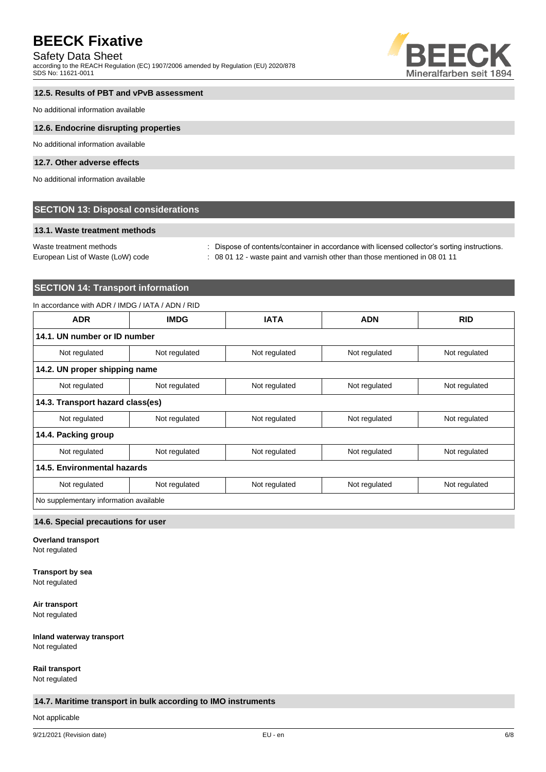### 12.5. Results of PBT and vPvB assessment

No additional information available

### 12.6. Endocrine disrupting properties

No additional information available

### 12.7. Other adverse effects

No additional information available

## SECTION 13: Disposal considerations

### 13.1. Waste treatment methods

Waste treatment methods : Dispose of contents/container in accordance with licensed collector's sorting instructions.

European List of Waste (LoW) code : 08 01 12 - waste paint and varnish other than those mentioned in 08 01 11

## SECTION 14: Transport information

In accordance with ADR / IMDG / IATA / ADN / RID

| ADR | IMDG | IATA | ADN | RID |
|---|---|---|---|---|
| **14.1. UN number or ID number** | | | | |
| Not regulated | Not regulated | Not regulated | Not regulated | Not regulated |
| **14.2. UN proper shipping name** | | | | |
| Not regulated | Not regulated | Not regulated | Not regulated | Not regulated |
| **14.3. Transport hazard class(es)** | | | | |
| Not regulated | Not regulated | Not regulated | Not regulated | Not regulated |
| **14.4. Packing group** | | | | |
| Not regulated | Not regulated | Not regulated | Not regulated | Not regulated |
| **14.5. Environmental hazards** | | | | |
| Not regulated | Not regulated | Not regulated | Not regulated | Not regulated |
| No supplementary information available | | | | |

### 14.6. Special precautions for user

**Overland transport**
Not regulated

**Transport by sea**
Not regulated

**Air transport**
Not regulated

**Inland waterway transport**
Not regulated

**Rail transport**
Not regulated

### 14.7. Maritime transport in bulk according to IMO instruments

Not applicable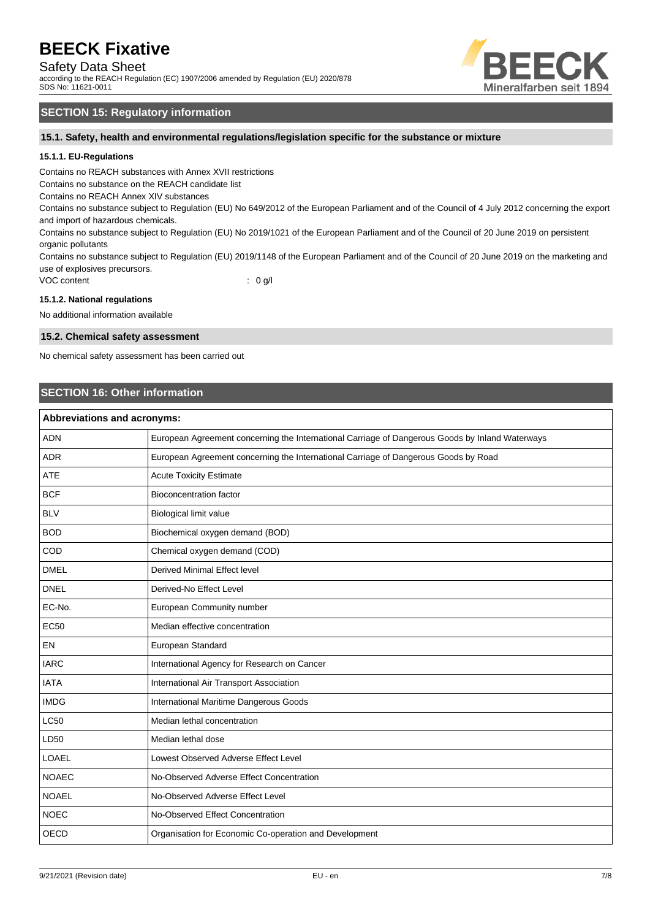## SECTION 15: Regulatory information

### 15.1. Safety, health and environmental regulations/legislation specific for the substance or mixture

#### 15.1.1. EU-Regulations

Contains no REACH substances with Annex XVII restrictions
Contains no substance on the REACH candidate list
Contains no REACH Annex XIV substances
Contains no substance subject to Regulation (EU) No 649/2012 of the European Parliament and of the Council of 4 July 2012 concerning the export and import of hazardous chemicals.
Contains no substance subject to Regulation (EU) No 2019/1021 of the European Parliament and of the Council of 20 June 2019 on persistent organic pollutants
Contains no substance subject to Regulation (EU) 2019/1148 of the European Parliament and of the Council of 20 June 2019 on the marketing and use of explosives precursors.

VOC content : 0 g/l

#### 15.1.2. National regulations

No additional information available

### 15.2. Chemical safety assessment

No chemical safety assessment has been carried out

## SECTION 16: Other information

| Abbreviations and acronyms: | |
|---|---|
| ADN | European Agreement concerning the International Carriage of Dangerous Goods by Inland Waterways |
| ADR | European Agreement concerning the International Carriage of Dangerous Goods by Road |
| ATE | Acute Toxicity Estimate |
| BCF | Bioconcentration factor |
| BLV | Biological limit value |
| BOD | Biochemical oxygen demand (BOD) |
| COD | Chemical oxygen demand (COD) |
| DMEL | Derived Minimal Effect level |
| DNEL | Derived-No Effect Level |
| EC-No. | European Community number |
| EC50 | Median effective concentration |
| EN | European Standard |
| IARC | International Agency for Research on Cancer |
| IATA | International Air Transport Association |
| IMDG | International Maritime Dangerous Goods |
| LC50 | Median lethal concentration |
| LD50 | Median lethal dose |
| LOAEL | Lowest Observed Adverse Effect Level |
| NOAEC | No-Observed Adverse Effect Concentration |
| NOAEL | No-Observed Adverse Effect Level |
| NOEC | No-Observed Effect Concentration |
| OECD | Organisation for Economic Co-operation and Development |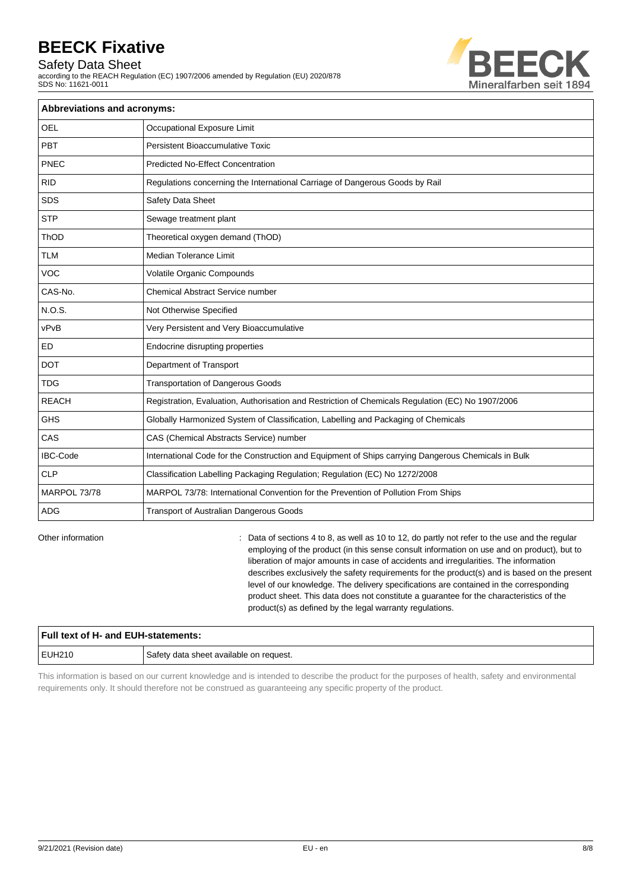| Abbreviations and acronyms: | |
|---|---|
| OEL | Occupational Exposure Limit |
| PBT | Persistent Bioaccumulative Toxic |
| PNEC | Predicted No-Effect Concentration |
| RID | Regulations concerning the International Carriage of Dangerous Goods by Rail |
| SDS | Safety Data Sheet |
| STP | Sewage treatment plant |
| ThOD | Theoretical oxygen demand (ThOD) |
| TLM | Median Tolerance Limit |
| VOC | Volatile Organic Compounds |
| CAS-No. | Chemical Abstract Service number |
| N.O.S. | Not Otherwise Specified |
| vPvB | Very Persistent and Very Bioaccumulative |
| ED | Endocrine disrupting properties |
| DOT | Department of Transport |
| TDG | Transportation of Dangerous Goods |
| REACH | Registration, Evaluation, Authorisation and Restriction of Chemicals Regulation (EC) No 1907/2006 |
| GHS | Globally Harmonized System of Classification, Labelling and Packaging of Chemicals |
| CAS | CAS (Chemical Abstracts Service) number |
| IBC-Code | International Code for the Construction and Equipment of Ships carrying Dangerous Chemicals in Bulk |
| CLP | Classification Labelling Packaging Regulation; Regulation (EC) No 1272/2008 |
| MARPOL 73/78 | MARPOL 73/78: International Convention for the Prevention of Pollution From Ships |
| ADG | Transport of Australian Dangerous Goods |

Other information : Data of sections 4 to 8, as well as 10 to 12, do partly not refer to the use and the regular employing of the product (in this sense consult information on use and on product), but to liberation of major amounts in case of accidents and irregularities. The information describes exclusively the safety requirements for the product(s) and is based on the present level of our knowledge. The delivery specifications are contained in the corresponding product sheet. This data does not constitute a guarantee for the characteristics of the product(s) as defined by the legal warranty regulations.

| Full text of H- and EUH-statements: | |
|---|---|
| EUH210 | Safety data sheet available on request. |

This information is based on our current knowledge and is intended to describe the product for the purposes of health, safety and environmental requirements only. It should therefore not be construed as guaranteeing any specific property of the product.